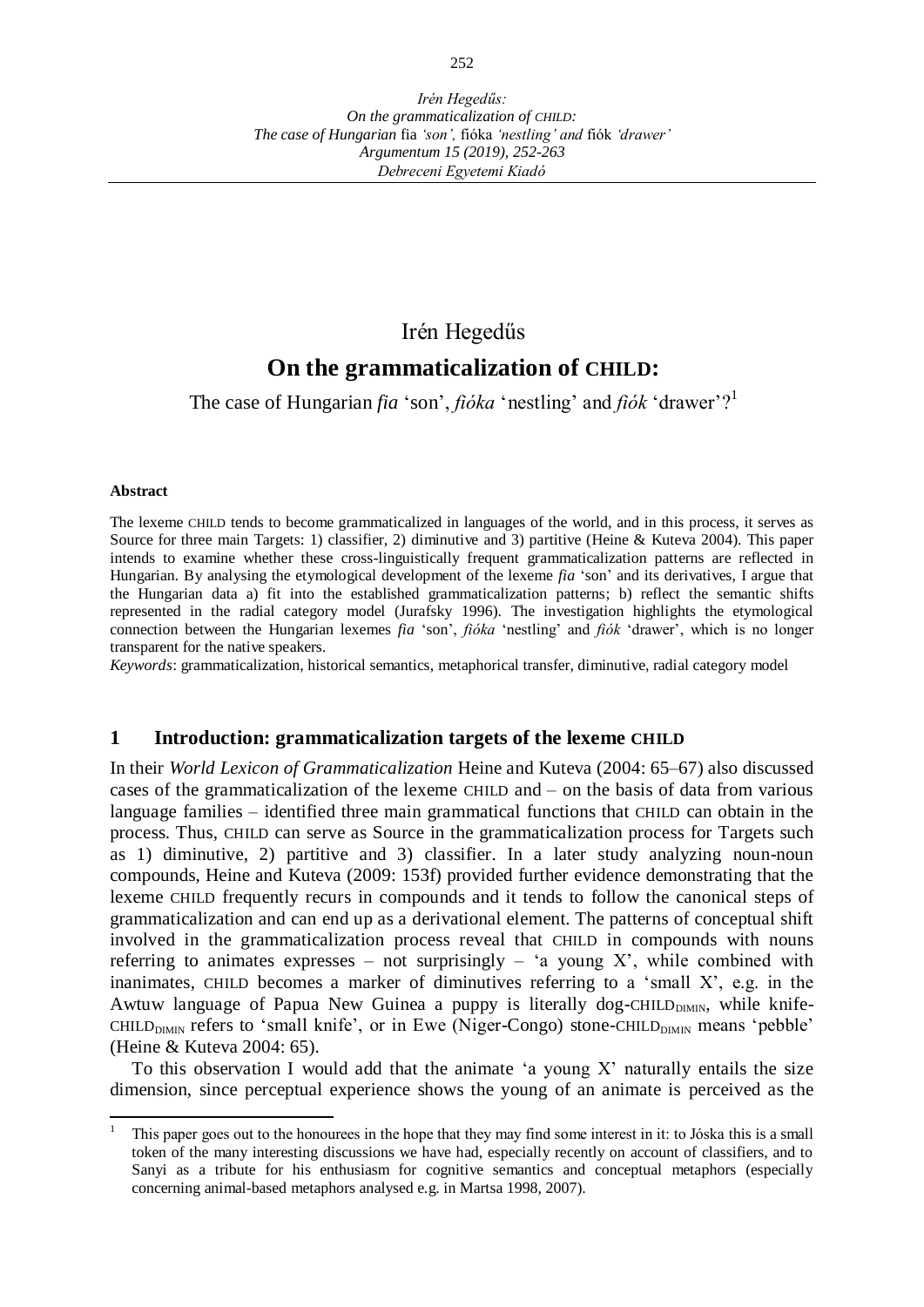Irén Hegedűs

# On the grammaticalization of CHILD:

The case of Hungarian *fia* 'son', *fióka* 'nestling' and *fiók* 'drawer'?[1]

**Abstract**

The lexeme CHILD tends to become grammaticalized in languages of the world, and in this process, it serves as Source for three main Targets: 1) classifier, 2) diminutive and 3) partitive (Heine & Kuteva 2004). This paper intends to examine whether these cross-linguistically frequent grammaticalization patterns are reflected in Hungarian. By analysing the etymological development of the lexeme *fia* 'son' and its derivatives, I argue that the Hungarian data a) fit into the established grammaticalization patterns; b) reflect the semantic shifts represented in the radial category model (Jurafsky 1996). The investigation highlights the etymological connection between the Hungarian lexemes *fia* 'son', *fióka* 'nestling' and *fiók* 'drawer', which is no longer transparent for the native speakers.

*Keywords*: grammaticalization, historical semantics, metaphorical transfer, diminutive, radial category model

## 1 Introduction: grammaticalization targets of the lexeme CHILD

In their *World Lexicon of Grammaticalization* Heine and Kuteva (2004: 65–67) also discussed cases of the grammaticalization of the lexeme CHILD and – on the basis of data from various language families – identified three main grammatical functions that CHILD can obtain in the process. Thus, CHILD can serve as Source in the grammaticalization process for Targets such as 1) diminutive, 2) partitive and 3) classifier. In a later study analyzing noun-noun compounds, Heine and Kuteva (2009: 153f) provided further evidence demonstrating that the lexeme CHILD frequently recurs in compounds and it tends to follow the canonical steps of grammaticalization and can end up as a derivational element. The patterns of conceptual shift involved in the grammaticalization process reveal that CHILD in compounds with nouns referring to animates expresses – not surprisingly – 'a young X', while combined with inanimates, CHILD becomes a marker of diminutives referring to a 'small X', e.g. in the Awtuw language of Papua New Guinea a puppy is literally dog-$\text{CHILD}_{\text{DIMIN}}$, while knife-$\text{CHILD}_{\text{DIMIN}}$ refers to 'small knife', or in Ewe (Niger-Congo) stone-$\text{CHILD}_{\text{DIMIN}}$ means 'pebble' (Heine & Kuteva 2004: 65).

To this observation I would add that the animate 'a young X' naturally entails the size dimension, since perceptual experience shows the young of an animate is perceived as the

[1] This paper goes out to the honourees in the hope that they may find some interest in it: to Jóska this is a small token of the many interesting discussions we have had, especially recently on account of classifiers, and to Sanyi as a tribute for his enthusiasm for cognitive semantics and conceptual metaphors (especially concerning animal-based metaphors analysed e.g. in Martsa 1998, 2007).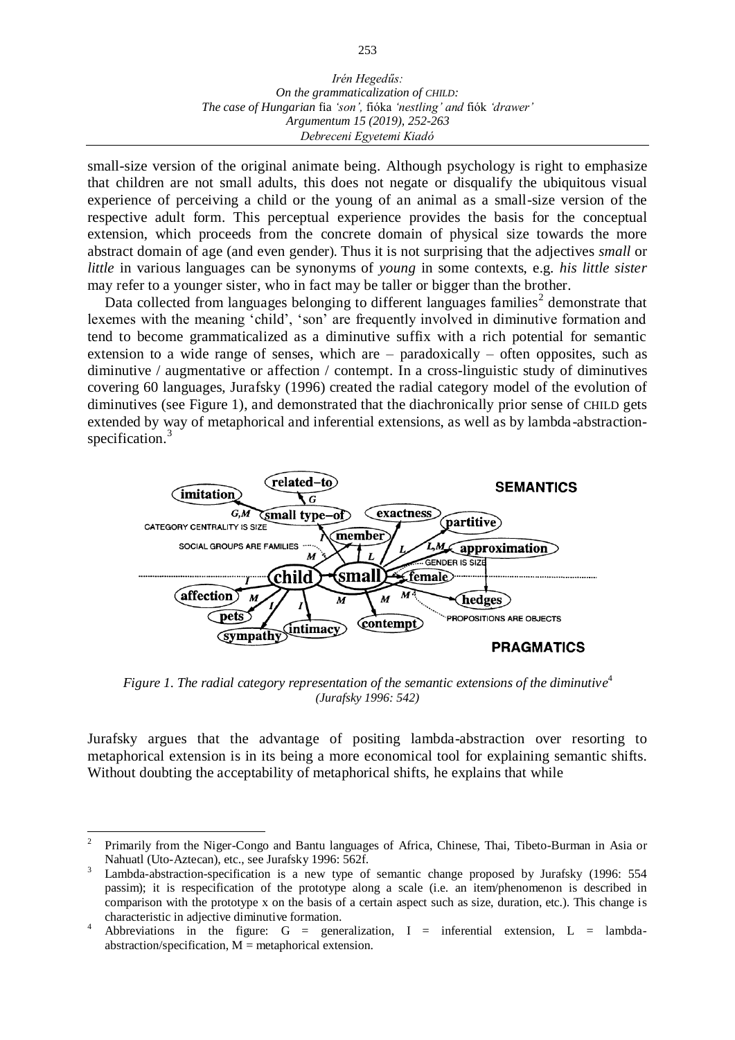small-size version of the original animate being. Although psychology is right to emphasize that children are not small adults, this does not negate or disqualify the ubiquitous visual experience of perceiving a child or the young of an animal as a small-size version of the respective adult form. This perceptual experience provides the basis for the conceptual extension, which proceeds from the concrete domain of physical size towards the more abstract domain of age (and even gender). Thus it is not surprising that the adjectives *small* or *little* in various languages can be synonyms of *young* in some contexts, e.g. *his little sister* may refer to a younger sister, who in fact may be taller or bigger than the brother.

Data collected from languages belonging to different languages families[2] demonstrate that lexemes with the meaning 'child', 'son' are frequently involved in diminutive formation and tend to become grammaticalized as a diminutive suffix with a rich potential for semantic extension to a wide range of senses, which are – paradoxically – often opposites, such as diminutive / augmentative or affection / contempt. In a cross-linguistic study of diminutives covering 60 languages, Jurafsky (1996) created the radial category model of the evolution of diminutives (see Figure 1), and demonstrated that the diachronically prior sense of CHILD gets extended by way of metaphorical and inferential extensions, as well as by lambda-abstraction-specification.[3]

*Figure 1. The radial category representation of the semantic extensions of the diminutive*[4] *(Jurafsky 1996: 542)*

Jurafsky argues that the advantage of positing lambda-abstraction over resorting to metaphorical extension is in its being a more economical tool for explaining semantic shifts. Without doubting the acceptability of metaphorical shifts, he explains that while

---

[2] Primarily from the Niger-Congo and Bantu languages of Africa, Chinese, Thai, Tibeto-Burman in Asia or Nahuatl (Uto-Aztecan), etc., see Jurafsky 1996: 562f.

[3] Lambda-abstraction-specification is a new type of semantic change proposed by Jurafsky (1996: 554 passim); it is respecification of the prototype along a scale (i.e. an item/phenomenon is described in comparison with the prototype x on the basis of a certain aspect such as size, duration, etc.). This change is characteristic in adjective diminutive formation.

[4] Abbreviations in the figure: G = generalization, I = inferential extension, L = lambda-abstraction/specification, M = metaphorical extension.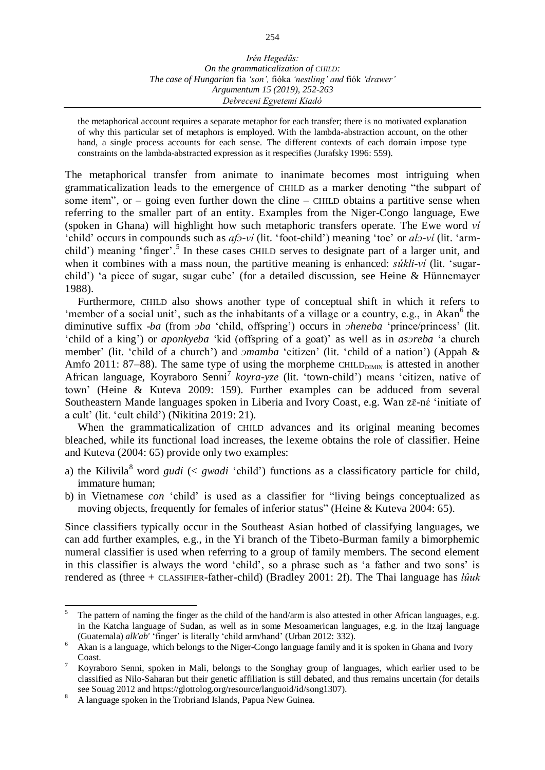the metaphorical account requires a separate metaphor for each transfer; there is no motivated explanation of why this particular set of metaphors is employed. With the lambda-abstraction account, on the other hand, a single process accounts for each sense. The different contexts of each domain impose type constraints on the lambda-abstracted expression as it respecifies (Jurafsky 1996: 559).

The metaphorical transfer from animate to inanimate becomes most intriguing when grammaticalization leads to the emergence of CHILD as a marker denoting "the subpart of some item", or – going even further down the cline – CHILD obtains a partitive sense when referring to the smaller part of an entity. Examples from the Niger-Congo language, Ewe (spoken in Ghana) will highlight how such metaphoric transfers operate. The Ewe word *ví* 'child' occurs in compounds such as *afɔ-ví* (lit. 'foot-child') meaning 'toe' or *alɔ-ví* (lit. 'arm-child') meaning 'finger'.[5] In these cases CHILD serves to designate part of a larger unit, and when it combines with a mass noun, the partitive meaning is enhanced: *súkli-ví* (lit. 'sugar-child') 'a piece of sugar, sugar cube' (for a detailed discussion, see Heine & Hünnemayer 1988).

Furthermore, CHILD also shows another type of conceptual shift in which it refers to 'member of a social unit', such as the inhabitants of a village or a country, e.g., in Akan[6] the diminutive suffix *-ba* (from *ɔba* 'child, offspring') occurs in *ɔheneba* 'prince/princess' (lit. 'child of a king') or *aponkyeba* 'kid (offspring of a goat)' as well as in *asɔreba* 'a church member' (lit. 'child of a church') and *ɔmamba* 'citizen' (lit. 'child of a nation') (Appah & Amfo 2011: 87–88). The same type of using the morpheme $\text{CHILD}_{\text{DIMIN}}$ is attested in another African language, Koyraboro Senni[7] *koyra-yze* (lit. 'town-child') means 'citizen, native of town' (Heine & Kuteva 2009: 159). Further examples can be adduced from several Southeastern Mande languages spoken in Liberia and Ivory Coast, e.g. Wan zɛ̄-nɛ́ 'initiate of a cult' (lit. 'cult child') (Nikitina 2019: 21).

When the grammaticalization of CHILD advances and its original meaning becomes bleached, while its functional load increases, the lexeme obtains the role of classifier. Heine and Kuteva (2004: 65) provide only two examples:

a) the Kilivila[8] word *gudi* (< *gwadi* 'child') functions as a classificatory particle for child, immature human;
b) in Vietnamese *con* 'child' is used as a classifier for "living beings conceptualized as moving objects, frequently for females of inferior status" (Heine & Kuteva 2004: 65).

Since classifiers typically occur in the Southeast Asian hotbed of classifying languages, we can add further examples, e.g., in the Yi branch of the Tibeto-Burman family a bimorphemic numeral classifier is used when referring to a group of family members. The second element in this classifier is always the word 'child', so a phrase such as 'a father and two sons' is rendered as (three + CLASSIFIER-father-child) (Bradley 2001: 2f). The Thai language has *lûuk*

---

[5] The pattern of naming the finger as the child of the hand/arm is also attested in other African languages, e.g. in the Katcha language of Sudan, as well as in some Mesoamerican languages, e.g. in the Itzaj language (Guatemala) *alk'ab'* 'finger' is literally 'child arm/hand' (Urban 2012: 332).

[6] Akan is a language, which belongs to the Niger-Congo language family and it is spoken in Ghana and Ivory Coast.

[7] Koyraboro Senni, spoken in Mali, belongs to the Songhay group of languages, which earlier used to be classified as Nilo-Saharan but their genetic affiliation is still debated, and thus remains uncertain (for details see Souag 2012 and https://glottolog.org/resource/languoid/id/song1307).

[8] A language spoken in the Trobriand Islands, Papua New Guinea.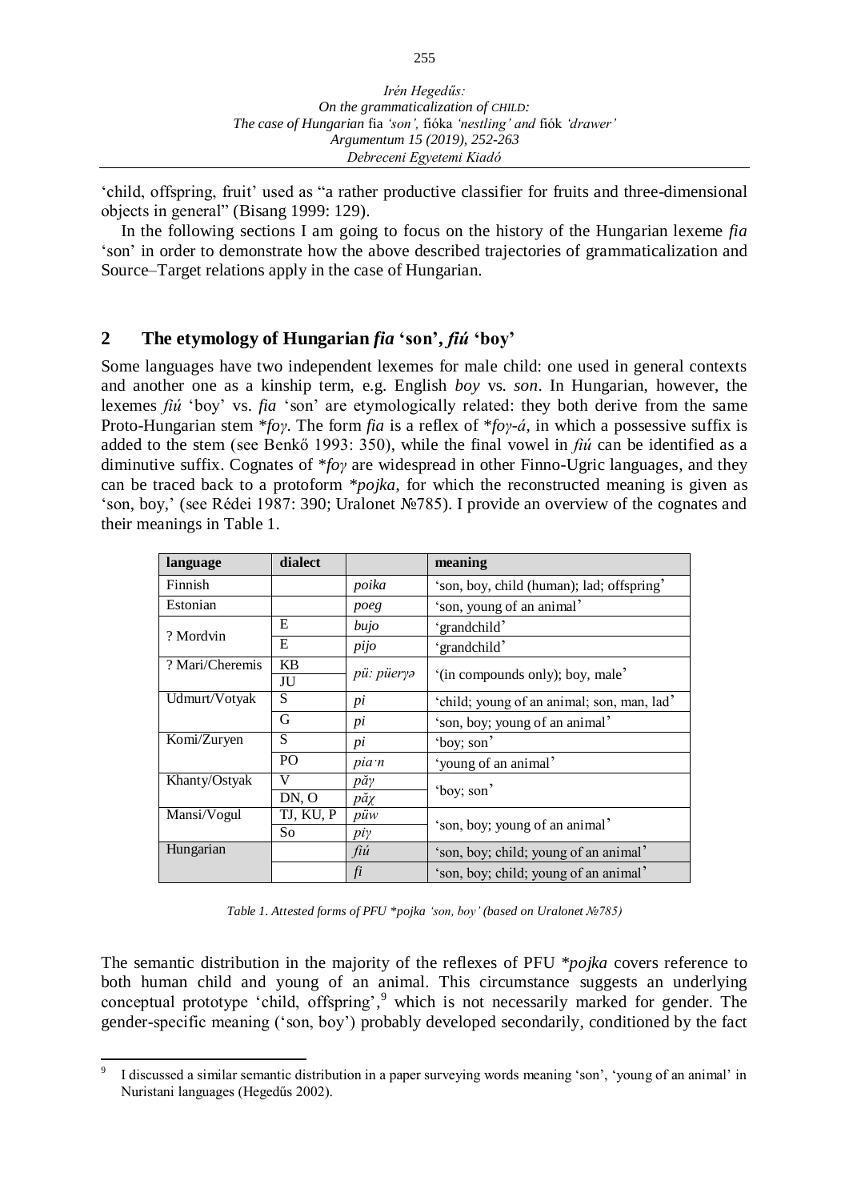'child, offspring, fruit' used as "a rather productive classifier for fruits and three-dimensional objects in general" (Bisang 1999: 129).

In the following sections I am going to focus on the history of the Hungarian lexeme *fia* 'son' in order to demonstrate how the above described trajectories of grammaticalization and Source–Target relations apply in the case of Hungarian.

## 2 The etymology of Hungarian *fia* 'son', *fiú* 'boy'

Some languages have two independent lexemes for male child: one used in general contexts and another one as a kinship term, e.g. English *boy* vs. *son*. In Hungarian, however, the lexemes *fiú* 'boy' vs. *fia* 'son' are etymologically related: they both derive from the same Proto-Hungarian stem *\*foγ*. The form *fia* is a reflex of *\*foγ-á*, in which a possessive suffix is added to the stem (see Benkő 1993: 350), while the final vowel in *fiú* can be identified as a diminutive suffix. Cognates of *\*foγ* are widespread in other Finno-Ugric languages, and they can be traced back to a protoform *\*pojka*, for which the reconstructed meaning is given as 'son, boy,' (see Rédei 1987: 390; Uralonet №785). I provide an overview of the cognates and their meanings in Table 1.

| language | dialect | | meaning |
|---|---|---|---|
| Finnish | | *poika* | 'son, boy, child (human); lad; offspring' |
| Estonian | | *poeg* | 'son, young of an animal' |
| ? Mordvin | E | *bujo* | 'grandchild' |
| | E | *pijo* | 'grandchild' |
| ? Mari/Cheremis | KB | *pü: püerγə* | '(in compounds only); boy, male' |
| | JU | | |
| Udmurt/Votyak | S | *pi* | 'child; young of an animal; son, man, lad' |
| | G | *pi* | 'son, boy; young of an animal' |
| Komi/Zuryen | S | *pi* | 'boy; son' |
| | PO | *pia·n* | 'young of an animal' |
| Khanty/Ostyak | V | *păγ* | 'boy; son' |
| | DN, O | *păχ* | |
| Mansi/Vogul | TJ, KU, P | *püw* | 'son, boy; young of an animal' |
| | So | *piγ* | |
| Hungarian | | *fiú* | 'son, boy; child; young of an animal' |
| | | *fi* | 'son, boy; child; young of an animal' |

*Table 1. Attested forms of PFU \*pojka 'son, boy' (based on Uralonet №785)*

The semantic distribution in the majority of the reflexes of PFU *\*pojka* covers reference to both human child and young of an animal. This circumstance suggests an underlying conceptual prototype 'child, offspring',[9] which is not necessarily marked for gender. The gender-specific meaning ('son, boy') probably developed secondarily, conditioned by the fact

[9] I discussed a similar semantic distribution in a paper surveying words meaning 'son', 'young of an animal' in Nuristani languages (Hegedűs 2002).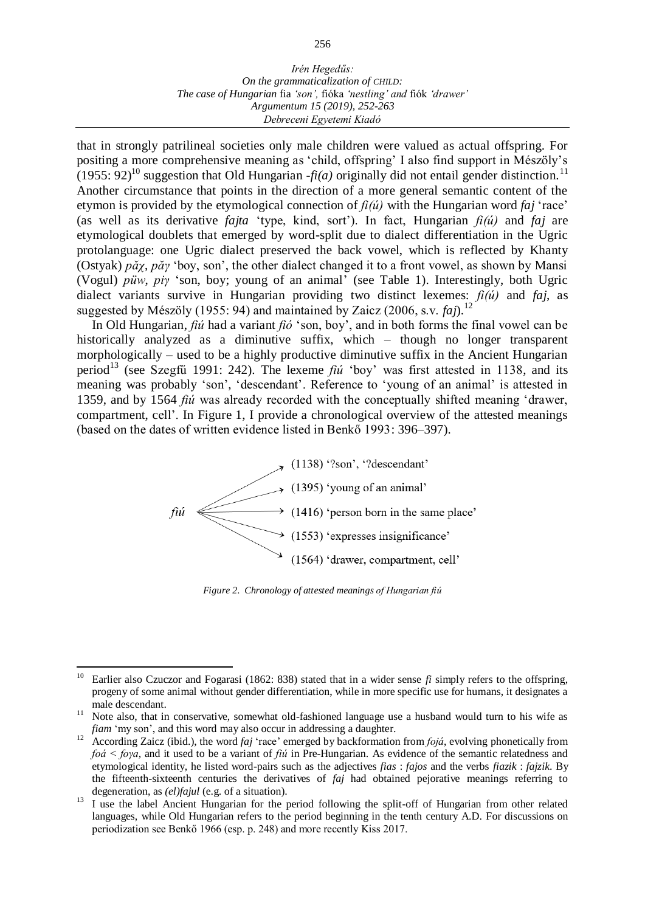that in strongly patrilineal societies only male children were valued as actual offspring. For positing a more comprehensive meaning as 'child, offspring' I also find support in Mészöly's (1955: 92)[10] suggestion that Old Hungarian *-fi(a)* originally did not entail gender distinction.[11] Another circumstance that points in the direction of a more general semantic content of the etymon is provided by the etymological connection of *fi(ú)* with the Hungarian word *faj* 'race' (as well as its derivative *fajta* 'type, kind, sort'). In fact, Hungarian *fi(ú)* and *faj* are etymological doublets that emerged by word-split due to dialect differentiation in the Ugric protolanguage: one Ugric dialect preserved the back vowel, which is reflected by Khanty (Ostyak) *păχ*, *păγ* 'boy, son', the other dialect changed it to a front vowel, as shown by Mansi (Vogul) *püw*, *piγ* 'son, boy; young of an animal' (see Table 1). Interestingly, both Ugric dialect variants survive in Hungarian providing two distinct lexemes: *fi(ú)* and *faj*, as suggested by Mészöly (1955: 94) and maintained by Zaicz (2006, s.v. *faj*).[12]

In Old Hungarian, *fiú* had a variant *fió* 'son, boy', and in both forms the final vowel can be historically analyzed as a diminutive suffix, which – though no longer transparent morphologically – used to be a highly productive diminutive suffix in the Ancient Hungarian period[13] (see Szegfű 1991: 242). The lexeme *fiú* 'boy' was first attested in 1138, and its meaning was probably 'son', 'descendant'. Reference to 'young of an animal' is attested in 1359, and by 1564 *fiú* was already recorded with the conceptually shifted meaning 'drawer, compartment, cell'. In Figure 1, I provide a chronological overview of the attested meanings (based on the dates of written evidence listed in Benkő 1993: 396–397).

*fiú* →
- (1138) '?son', '?descendant'
- (1395) 'young of an animal'
- (1416) 'person born in the same place'
- (1553) 'expresses insignificance'
- (1564) 'drawer, compartment, cell'

*Figure 2. Chronology of attested meanings of Hungarian fiú*

---

[10] Earlier also Czuczor and Fogarasi (1862: 838) stated that in a wider sense *fi* simply refers to the offspring, progeny of some animal without gender differentiation, while in more specific use for humans, it designates a male descendant.

[11] Note also, that in conservative, somewhat old-fashioned language use a husband would turn to his wife as *fiam* 'my son', and this word may also occur in addressing a daughter.

[12] According Zaicz (ibid.), the word *faj* 'race' emerged by backformation from *fojá*, evolving phonetically from *foá* < *foγa*, and it used to be a variant of *fiú* in Pre-Hungarian. As evidence of the semantic relatedness and etymological identity, he listed word-pairs such as the adjectives *fias* : *fajos* and the verbs *fiazik* : *fajzik*. By the fifteenth-sixteenth centuries the derivatives of *faj* had obtained pejorative meanings referring to degeneration, as *(el)fajul* (e.g. of a situation).

[13] I use the label Ancient Hungarian for the period following the split-off of Hungarian from other related languages, while Old Hungarian refers to the period beginning in the tenth century A.D. For discussions on periodization see Benkő 1966 (esp. p. 248) and more recently Kiss 2017.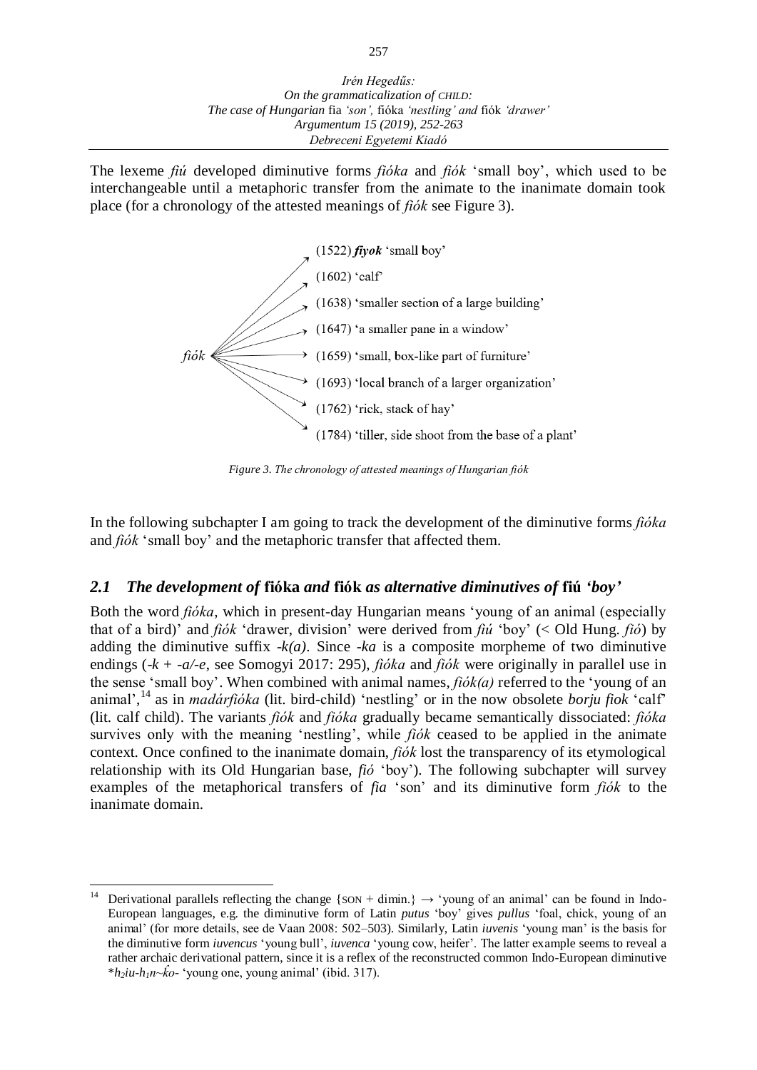The lexeme *fiú* developed diminutive forms *fióka* and *fiók* 'small boy', which used to be interchangeable until a metaphoric transfer from the animate to the inanimate domain took place (for a chronology of the attested meanings of *fiók* see Figure 3).

*fiók* →
- (1522) ***fiyok*** 'small boy'
- (1602) 'calf'
- (1638) 'smaller section of a large building'
- (1647) 'a smaller pane in a window'
- (1659) 'small, box-like part of furniture'
- (1693) 'local branch of a larger organization'
- (1762) 'rick, stack of hay'
- (1784) 'tiller, side shoot from the base of a plant'

*Figure 3. The chronology of attested meanings of Hungarian fiók*

In the following subchapter I am going to track the development of the diminutive forms *fióka* and *fiók* 'small boy' and the metaphoric transfer that affected them.

## *2.1 The development of* **fióka** *and* **fiók** *as alternative diminutives of* **fiú** *'boy'*

Both the word *fióka*, which in present-day Hungarian means 'young of an animal (especially that of a bird)' and *fiók* 'drawer, division' were derived from *fiú* 'boy' (< Old Hung. *fió*) by adding the diminutive suffix *-k(a)*. Since *-ka* is a composite morpheme of two diminutive endings (*-k* + *-a/-e*, see Somogyi 2017: 295), *fióka* and *fiók* were originally in parallel use in the sense 'small boy'. When combined with animal names, *fiók(a)* referred to the 'young of an animal',[14] as in *madárfióka* (lit. bird-child) 'nestling' or in the now obsolete *borju fiok* 'calf' (lit. calf child). The variants *fiók* and *fióka* gradually became semantically dissociated: *fióka* survives only with the meaning 'nestling', while *fiók* ceased to be applied in the animate context. Once confined to the inanimate domain, *fiók* lost the transparency of its etymological relationship with its Old Hungarian base, *fió* 'boy'). The following subchapter will survey examples of the metaphorical transfers of *fia* 'son' and its diminutive form *fiók* to the inanimate domain.

---

[14] Derivational parallels reflecting the change {SON + dimin.} → 'young of an animal' can be found in Indo-European languages, e.g. the diminutive form of Latin *putus* 'boy' gives *pullus* 'foal, chick, young of an animal' (for more details, see de Vaan 2008: 502–503). Similarly, Latin *iuvenis* 'young man' is the basis for the diminutive form *iuvencus* 'young bull', *iuvenca* 'young cow, heifer'. The latter example seems to reveal a rather archaic derivational pattern, since it is a reflex of the reconstructed common Indo-European diminutive *$h_2$iu-$h_1$n-ḱo-* 'young one, young animal' (ibid. 317).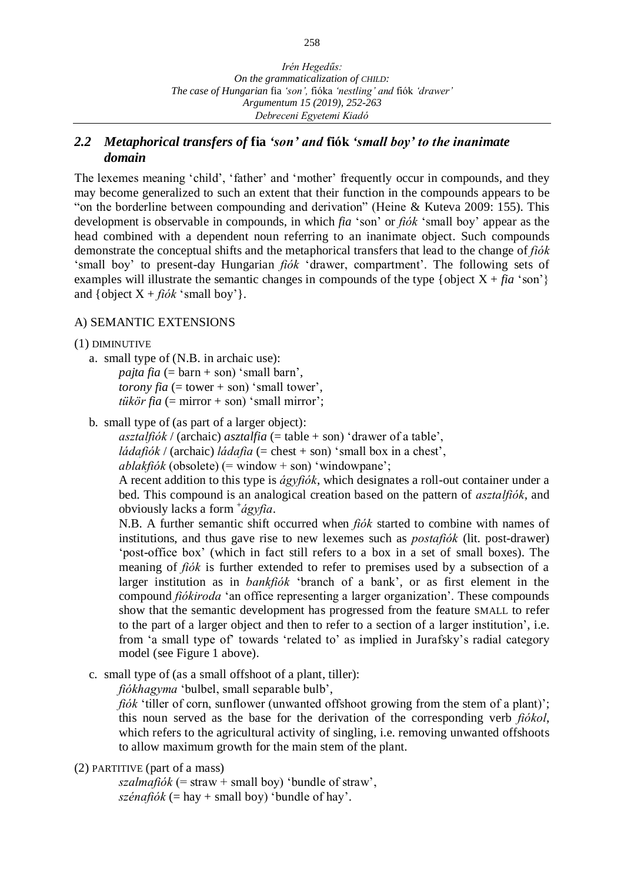## 2.2 *Metaphorical transfers of* **fia** *'son' and* **fiók** *'small boy' to the inanimate domain*

The lexemes meaning 'child', 'father' and 'mother' frequently occur in compounds, and they may become generalized to such an extent that their function in the compounds appears to be "on the borderline between compounding and derivation" (Heine & Kuteva 2009: 155). This development is observable in compounds, in which *fia* 'son' or *fiók* 'small boy' appear as the head combined with a dependent noun referring to an inanimate object. Such compounds demonstrate the conceptual shifts and the metaphorical transfers that lead to the change of *fiók* 'small boy' to present-day Hungarian *fiók* 'drawer, compartment'. The following sets of examples will illustrate the semantic changes in compounds of the type {object X + *fia* 'son'} and {object X + *fiók* 'small boy'}.

A) SEMANTIC EXTENSIONS

(1) DIMINUTIVE

a. small type of (N.B. in archaic use):
*pajta fia* (= barn + son) 'small barn',
*torony fia* (= tower + son) 'small tower',
*tükör fia* (= mirror + son) 'small mirror';

b. small type of (as part of a larger object):
*asztalfiók* / (archaic) *asztalfia* (= table + son) 'drawer of a table',
*ládafiók* / (archaic) *ládafia* (= chest + son) 'small box in a chest',
*ablakfiók* (obsolete) (= window + son) 'windowpane';

A recent addition to this type is *ágyfiók*, which designates a roll-out container under a bed. This compound is an analogical creation based on the pattern of *asztalfiók*, and obviously lacks a form $^{+}$*ágyfia*.

N.B. A further semantic shift occurred when *fiók* started to combine with names of institutions, and thus gave rise to new lexemes such as *postafiók* (lit. post-drawer) 'post-office box' (which in fact still refers to a box in a set of small boxes). The meaning of *fiók* is further extended to refer to premises used by a subsection of a larger institution as in *bankfiók* 'branch of a bank', or as first element in the compound *fiókiroda* 'an office representing a larger organization'. These compounds show that the semantic development has progressed from the feature SMALL to refer to the part of a larger object and then to refer to a section of a larger institution', i.e. from 'a small type of' towards 'related to' as implied in Jurafsky's radial category model (see Figure 1 above).

c. small type of (as a small offshoot of a plant, tiller):
*fiókhagyma* 'bulbel, small separable bulb',
*fiók* 'tiller of corn, sunflower (unwanted offshoot growing from the stem of a plant)'; this noun served as the base for the derivation of the corresponding verb *fiókol*, which refers to the agricultural activity of singling, i.e. removing unwanted offshoots to allow maximum growth for the main stem of the plant.

(2) PARTITIVE (part of a mass)

*szalmafiók* (= straw + small boy) 'bundle of straw',
*szénafiók* (= hay + small boy) 'bundle of hay'.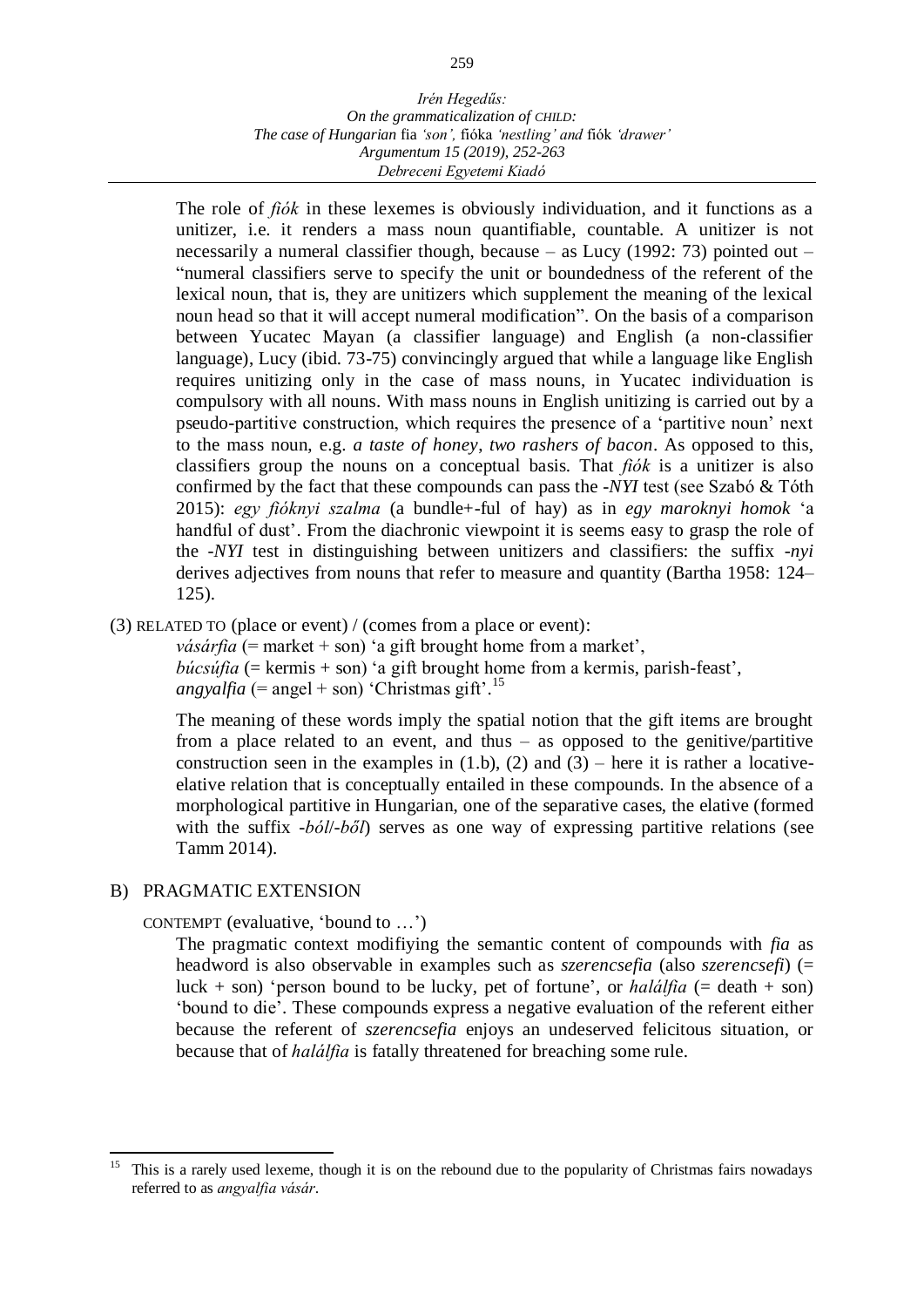The role of *fiók* in these lexemes is obviously individuation, and it functions as a unitizer, i.e. it renders a mass noun quantifiable, countable. A unitizer is not necessarily a numeral classifier though, because – as Lucy (1992: 73) pointed out – "numeral classifiers serve to specify the unit or boundedness of the referent of the lexical noun, that is, they are unitizers which supplement the meaning of the lexical noun head so that it will accept numeral modification". On the basis of a comparison between Yucatec Mayan (a classifier language) and English (a non-classifier language), Lucy (ibid. 73-75) convincingly argued that while a language like English requires unitizing only in the case of mass nouns, in Yucatec individuation is compulsory with all nouns. With mass nouns in English unitizing is carried out by a pseudo-partitive construction, which requires the presence of a 'partitive noun' next to the mass noun, e.g. *a taste of honey*, *two rashers of bacon*. As opposed to this, classifiers group the nouns on a conceptual basis. That *fiók* is a unitizer is also confirmed by the fact that these compounds can pass the *-NYI* test (see Szabó & Tóth 2015): *egy fióknyi szalma* (a bundle+-ful of hay) as in *egy maroknyi homok* 'a handful of dust'. From the diachronic viewpoint it is seems easy to grasp the role of the *-NYI* test in distinguishing between unitizers and classifiers: the suffix *-nyi* derives adjectives from nouns that refer to measure and quantity (Bartha 1958: 124–125).

(3) RELATED TO (place or event) / (comes from a place or event):

*vásárfia* (= market + son) 'a gift brought home from a market',
*búcsúfia* (= kermis + son) 'a gift brought home from a kermis, parish-feast',
*angyalfia* (= angel + son) 'Christmas gift'.[15]

The meaning of these words imply the spatial notion that the gift items are brought from a place related to an event, and thus – as opposed to the genitive/partitive construction seen in the examples in (1.b), (2) and (3) – here it is rather a locative-elative relation that is conceptually entailed in these compounds. In the absence of a morphological partitive in Hungarian, one of the separative cases, the elative (formed with the suffix *-ból*/*-ből*) serves as one way of expressing partitive relations (see Tamm 2014).

## B) PRAGMATIC EXTENSION

CONTEMPT (evaluative, 'bound to …')

The pragmatic context modifiying the semantic content of compounds with *fia* as headword is also observable in examples such as *szerencsefia* (also *szerencsefi*) (= luck + son) 'person bound to be lucky, pet of fortune', or *halálfia* (= death + son) 'bound to die'. These compounds express a negative evaluation of the referent either because the referent of *szerencsefia* enjoys an undeserved felicitous situation, or because that of *halálfia* is fatally threatened for breaching some rule.

---

[15] This is a rarely used lexeme, though it is on the rebound due to the popularity of Christmas fairs nowadays referred to as *angyalfia vásár*.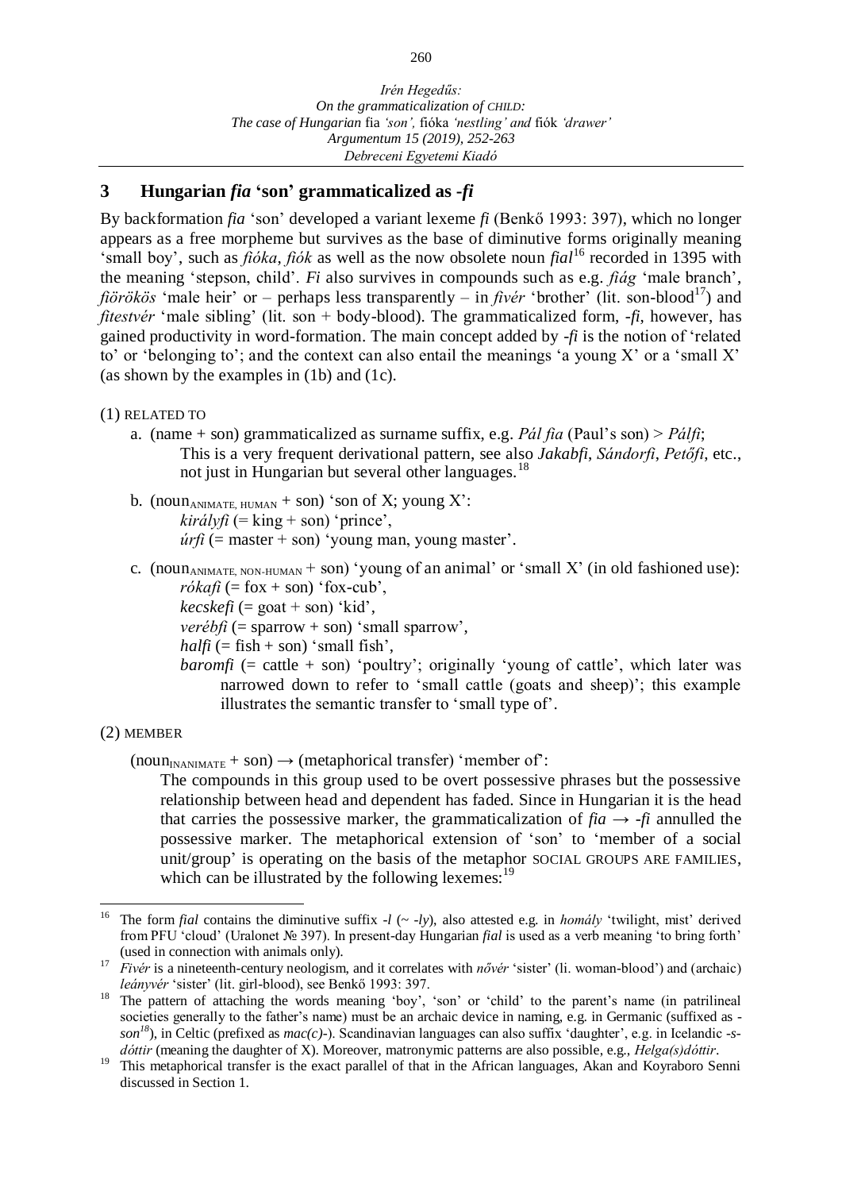## 3 Hungarian *fia* 'son' grammaticalized as *-fi*

By backformation *fia* 'son' developed a variant lexeme *fi* (Benkő 1993: 397), which no longer appears as a free morpheme but survives as the base of diminutive forms originally meaning 'small boy', such as *fióka*, *fiók* as well as the now obsolete noun *fial*[16] recorded in 1395 with the meaning 'stepson, child'. *Fi* also survives in compounds such as e.g. *fiág* 'male branch', *fiörökös* 'male heir' or – perhaps less transparently – in *fivér* 'brother' (lit. son-blood[17]) and *fitestvér* 'male sibling' (lit. son + body-blood). The grammaticalized form, *-fi*, however, has gained productivity in word-formation. The main concept added by *-fi* is the notion of 'related to' or 'belonging to'; and the context can also entail the meanings 'a young X' or a 'small X' (as shown by the examples in (1b) and (1c).

(1) RELATED TO

a. (name + son) grammaticalized as surname suffix, e.g. *Pál fia* (Paul's son) > *Pálfi*; This is a very frequent derivational pattern, see also *Jakabfi*, *Sándorfi*, *Petőfi*, etc., not just in Hungarian but several other languages.[18]

b. ($\text{noun}_{\text{ANIMATE, HUMAN}}$ + son) 'son of X; young X':
*királyfi* (= king + son) 'prince',
*úrfi* (= master + son) 'young man, young master'.

c. ($\text{noun}_{\text{ANIMATE, NON-HUMAN}}$ + son) 'young of an animal' or 'small X' (in old fashioned use):
*rókafi* (= fox + son) 'fox-cub',
*kecskefi* (= goat + son) 'kid',
*verébfi* (= sparrow + son) 'small sparrow',
*halfi* (= fish + son) 'small fish',
*baromfi* (= cattle + son) 'poultry'; originally 'young of cattle', which later was narrowed down to refer to 'small cattle (goats and sheep)'; this example illustrates the semantic transfer to 'small type of'.

(2) MEMBER

($\text{noun}_{\text{INANIMATE}}$ + son) → (metaphorical transfer) 'member of':
The compounds in this group used to be overt possessive phrases but the possessive relationship between head and dependent has faded. Since in Hungarian it is the head that carries the possessive marker, the grammaticalization of *fia* → *-fi* annulled the possessive marker. The metaphorical extension of 'son' to 'member of a social unit/group' is operating on the basis of the metaphor SOCIAL GROUPS ARE FAMILIES, which can be illustrated by the following lexemes:[19]

---

[16] The form *fial* contains the diminutive suffix *-l* (~ *-ly*), also attested e.g. in *homály* 'twilight, mist' derived from PFU 'cloud' (Uralonet № 397). In present-day Hungarian *fial* is used as a verb meaning 'to bring forth' (used in connection with animals only).

[17] *Fivér* is a nineteenth-century neologism, and it correlates with *nővér* 'sister' (li. woman-blood') and (archaic) *leányvér* 'sister' (lit. girl-blood), see Benkő 1993: 397.

[18] The pattern of attaching the words meaning 'boy', 'son' or 'child' to the parent's name (in patrilineal societies generally to the father's name) must be an archaic device in naming, e.g. in Germanic (suffixed as *-son*[18]), in Celtic (prefixed as *mac(c)-*). Scandinavian languages can also suffix 'daughter', e.g. in Icelandic *-s-dóttir* (meaning the daughter of X). Moreover, matronymic patterns are also possible, e.g., *Helga(s)dóttir*.

[19] This metaphorical transfer is the exact parallel of that in the African languages, Akan and Koyraboro Senni discussed in Section 1.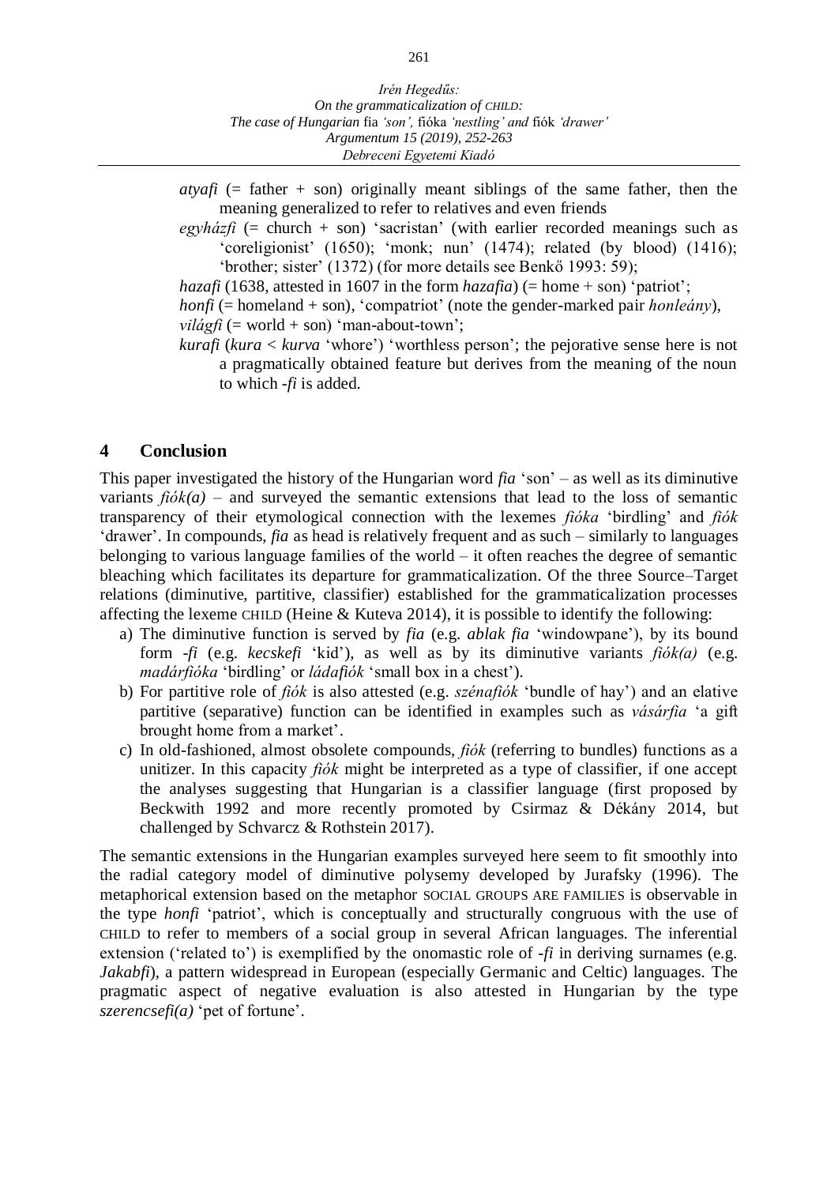*atyafi* (= father + son) originally meant siblings of the same father, then the meaning generalized to refer to relatives and even friends

*egyházfi* (= church + son) 'sacristan' (with earlier recorded meanings such as 'coreligionist' (1650); 'monk; nun' (1474); related (by blood) (1416); 'brother; sister' (1372) (for more details see Benkő 1993: 59);

*hazafi* (1638, attested in 1607 in the form *hazafia*) (= home + son) 'patriot';

*honfi* (= homeland + son), 'compatriot' (note the gender-marked pair *honleány*),

*világfi* (= world + son) 'man-about-town';

*kurafi* (*kura* < *kurva* 'whore') 'worthless person'; the pejorative sense here is not a pragmatically obtained feature but derives from the meaning of the noun to which *-fi* is added.

## 4 Conclusion

This paper investigated the history of the Hungarian word *fia* 'son' – as well as its diminutive variants *fiók(a)* – and surveyed the semantic extensions that lead to the loss of semantic transparency of their etymological connection with the lexemes *fióka* 'birdling' and *fiók* 'drawer'. In compounds, *fia* as head is relatively frequent and as such – similarly to languages belonging to various language families of the world – it often reaches the degree of semantic bleaching which facilitates its departure for grammaticalization. Of the three Source–Target relations (diminutive, partitive, classifier) established for the grammaticalization processes affecting the lexeme CHILD (Heine & Kuteva 2014), it is possible to identify the following:

a) The diminutive function is served by *fia* (e.g. *ablak fia* 'windowpane'), by its bound form *-fi* (e.g. *kecskefi* 'kid'), as well as by its diminutive variants *fiók(a)* (e.g. *madárfióka* 'birdling' or *ládafiók* 'small box in a chest').
b) For partitive role of *fiók* is also attested (e.g. *szénafiók* 'bundle of hay') and an elative partitive (separative) function can be identified in examples such as *vásárfia* 'a gift brought home from a market'.
c) In old-fashioned, almost obsolete compounds, *fiók* (referring to bundles) functions as a unitizer. In this capacity *fiók* might be interpreted as a type of classifier, if one accept the analyses suggesting that Hungarian is a classifier language (first proposed by Beckwith 1992 and more recently promoted by Csirmaz & Dékány 2014, but challenged by Schvarcz & Rothstein 2017).

The semantic extensions in the Hungarian examples surveyed here seem to fit smoothly into the radial category model of diminutive polysemy developed by Jurafsky (1996). The metaphorical extension based on the metaphor SOCIAL GROUPS ARE FAMILIES is observable in the type *honfi* 'patriot', which is conceptually and structurally congruous with the use of CHILD to refer to members of a social group in several African languages. The inferential extension ('related to') is exemplified by the onomastic role of *-fi* in deriving surnames (e.g. *Jakabfi*), a pattern widespread in European (especially Germanic and Celtic) languages. The pragmatic aspect of negative evaluation is also attested in Hungarian by the type *szerencsefi(a)* 'pet of fortune'.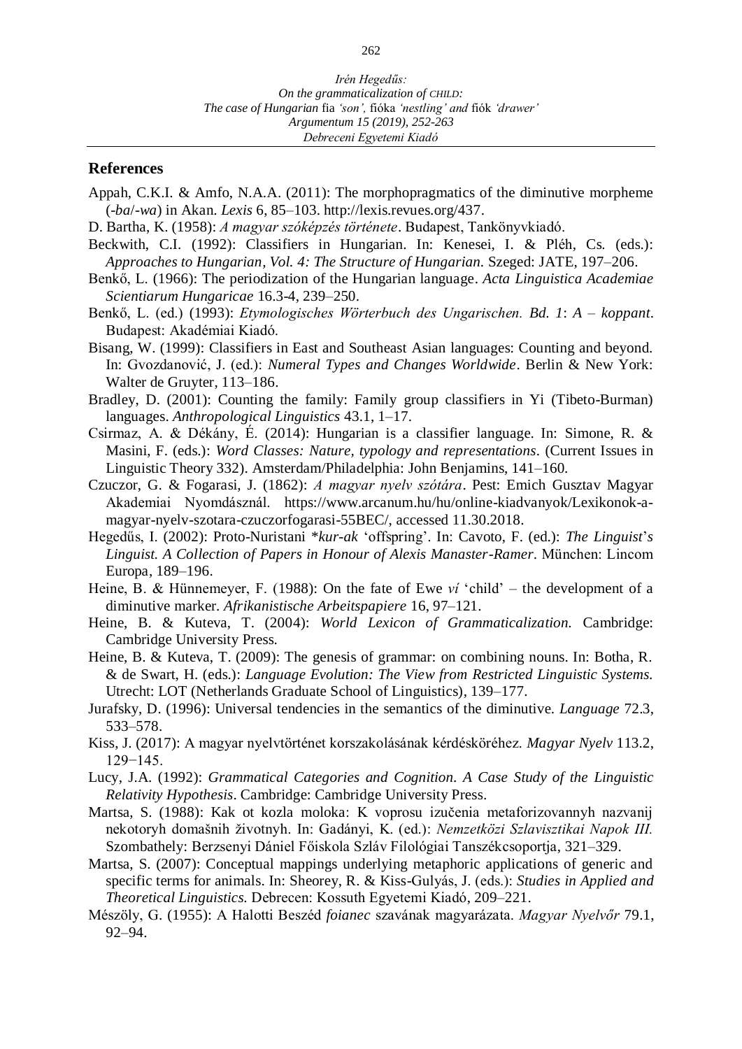## References

Appah, C.K.I. & Amfo, N.A.A. (2011): The morphopragmatics of the diminutive morpheme (*-ba*/*-wa*) in Akan. *Lexis* 6, 85–103. http://lexis.revues.org/437.

D. Bartha, K. (1958): *A magyar szóképzés története*. Budapest, Tankönyvkiadó.

Beckwith, C.I. (1992): Classifiers in Hungarian. In: Kenesei, I. & Pléh, Cs. (eds.): *Approaches to Hungarian, Vol. 4: The Structure of Hungarian.* Szeged: JATE, 197–206.

Benkő, L. (1966): The periodization of the Hungarian language. *Acta Linguistica Academiae Scientiarum Hungaricae* 16.3-4, 239–250.

Benkő, L. (ed.) (1993): *Etymologisches Wörterbuch des Ungarischen. Bd. 1*: *A – koppant*. Budapest: Akadémiai Kiadó.

Bisang, W. (1999): Classifiers in East and Southeast Asian languages: Counting and beyond. In: Gvozdanović, J. (ed.): *Numeral Types and Changes Worldwide*. Berlin & New York: Walter de Gruyter, 113–186.

Bradley, D. (2001): Counting the family: Family group classifiers in Yi (Tibeto-Burman) languages. *Anthropological Linguistics* 43.1, 1–17.

Csirmaz, A. & Dékány, É. (2014): Hungarian is a classifier language. In: Simone, R. & Masini, F. (eds.): *Word Classes: Nature, typology and representations*. (Current Issues in Linguistic Theory 332). Amsterdam/Philadelphia: John Benjamins, 141–160.

Czuczor, G. & Fogarasi, J. (1862): *A magyar nyelv szótára*. Pest: Emich Gusztav Magyar Akademiai Nyomdásznál. https://www.arcanum.hu/hu/online-kiadvanyok/Lexikonok-a-magyar-nyelv-szotara-czuczorfogarasi-55BEC/, accessed 11.30.2018.

Hegedűs, I. (2002): Proto-Nuristani *\*kur-ak* 'offspring'. In: Cavoto, F. (ed.): *The Linguist's Linguist. A Collection of Papers in Honour of Alexis Manaster-Ramer*. München: Lincom Europa, 189–196.

Heine, B. & Hünnemeyer, F. (1988): On the fate of Ewe *ví* 'child' – the development of a diminutive marker. *Afrikanistische Arbeitspapiere* 16, 97–121.

Heine, B. & Kuteva, T. (2004): *World Lexicon of Grammaticalization.* Cambridge: Cambridge University Press.

Heine, B. & Kuteva, T. (2009): The genesis of grammar: on combining nouns. In: Botha, R. & de Swart, H. (eds.): *Language Evolution: The View from Restricted Linguistic Systems.* Utrecht: LOT (Netherlands Graduate School of Linguistics), 139–177.

Jurafsky, D. (1996): Universal tendencies in the semantics of the diminutive. *Language* 72.3, 533–578.

Kiss, J. (2017): A magyar nyelvtörténet korszakolásának kérdésköréhez. *Magyar Nyelv* 113.2, 129−145.

Lucy, J.A. (1992): *Grammatical Categories and Cognition. A Case Study of the Linguistic Relativity Hypothesis*. Cambridge: Cambridge University Press.

Martsa, S. (1988): Kak ot kozla moloka: K voprosu izučenia metaforizovannyh nazvanij nekotoryh domašnih životnyh. In: Gadányi, K. (ed.): *Nemzetközi Szlavisztikai Napok III.* Szombathely: Berzsenyi Dániel Főiskola Szláv Filológiai Tanszékcsoportja, 321–329.

Martsa, S. (2007): Conceptual mappings underlying metaphoric applications of generic and specific terms for animals. In: Sheorey, R. & Kiss-Gulyás, J. (eds.): *Studies in Applied and Theoretical Linguistics.* Debrecen: Kossuth Egyetemi Kiadó, 209–221.

Mészöly, G. (1955): A Halotti Beszéd *foianec* szavának magyarázata. *Magyar Nyelvőr* 79.1, 92–94.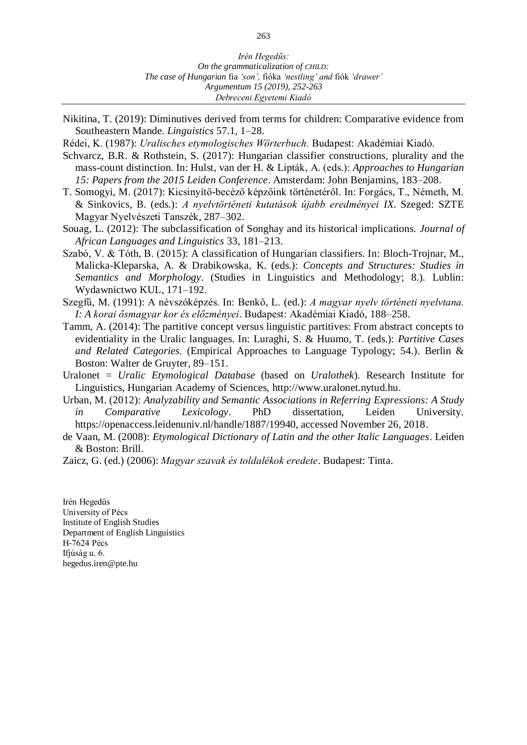Nikitina, T. (2019): Diminutives derived from terms for children: Comparative evidence from Southeastern Mande. *Linguistics* 57.1, 1–28.

Rédei, K. (1987): *Uralisches etymologisches Wörterbuch.* Budapest: Akadémiai Kiadó.

Schvarcz, B.R. & Rothstein, S. (2017): Hungarian classifier constructions, plurality and the mass-count distinction. In: Hulst, van der H. & Lipták, A. (eds.): *Approaches to Hungarian 15: Papers from the 2015 Leiden Conference*. Amsterdam: John Benjamins, 183–208.

T. Somogyi, M. (2017): Kicsinyítő-becéző képzőink történetéről. In: Forgács, T., Németh, M. & Sinkovics, B. (eds.): *A nyelvtörténeti kutatások újabb eredményei IX*. Szeged: SZTE Magyar Nyelvészeti Tanszék, 287–302.

Souag, L. (2012): The subclassification of Songhay and its historical implications. *Journal of African Languages and Linguistics* 33, 181–213.

Szabó, V. & Tóth, B. (2015): A classification of Hungarian classifiers. In: Bloch-Trojnar, M., Malicka-Kleparska, A. & Drabikowska, K. (eds.): *Concepts and Structures: Studies in Semantics and Morphology*. (Studies in Linguistics and Methodology; 8.). Lublin: Wydawnictwo KUL, 171–192.

Szegfű, M. (1991): A névszóképzés. In: Benkő, L. (ed.): *A magyar nyelv történeti nyelvtana. I: A korai ősmagyar kor és előzményei*. Budapest: Akadémiai Kiadó, 188–258.

Tamm, A. (2014): The partitive concept versus linguistic partitives: From abstract concepts to evidentiality in the Uralic languages. In: Luraghi, S. & Huumo, T. (eds.): *Partitive Cases and Related Categories*. (Empirical Approaches to Language Typology; 54.). Berlin & Boston: Walter de Gruyter, 89–151.

Uralonet = *Uralic Etymological Database* (based on *Uralothek*). Research Institute for Linguistics, Hungarian Academy of Sciences, http://www.uralonet.nytud.hu.

Urban, M. (2012): *Analyzability and Semantic Associations in Referring Expressions: A Study in Comparative Lexicology*. PhD dissertation, Leiden University. https://openaccess.leidenuniv.nl/handle/1887/19940, accessed November 26, 2018.

de Vaan, M. (2008): *Etymological Dictionary of Latin and the other Italic Languages*. Leiden & Boston: Brill.

Zaicz, G. (ed.) (2006): *Magyar szavak és toldalékok eredete*. Budapest: Tinta.

Irén Hegedűs
University of Pécs
Institute of English Studies
Department of English Linguistics
H-7624 Pécs
Ifjúság u. 6.
hegedus.iren@pte.hu